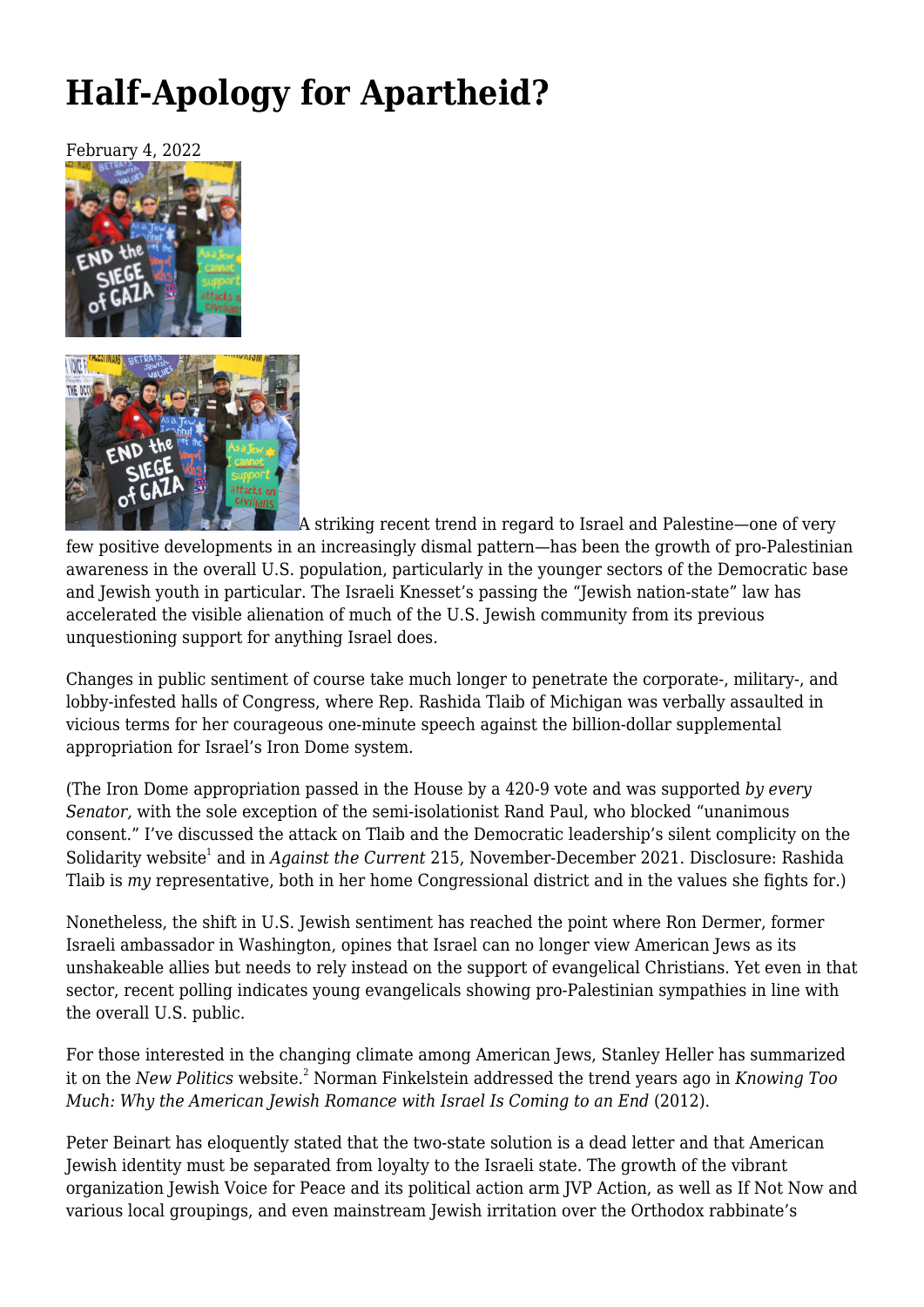# Half-Apology for Apartheid?

February 4, 2022

A striking recent trend in regard to Israel and Palestine—one of very few positive developments in an increasingly dismal pattern—has been the growth of pro-Palestinian awareness in the overall U.S. population, particularly in the younger sectors of the Democratic base and Jewish youth in particular. The Israeli Knesset's passing the "Jewish nation-state" law has accelerated the visible alienation of much of the U.S. Jewish community from its previous unquestioning support for anything Israel does.

Changes in public sentiment of course take much longer to penetrate the corporate-, military-, and lobby-infested halls of Congress, where Rep. Rashida Tlaib of Michigan was verbally assaulted in vicious terms for her courageous one-minute speech against the billion-dollar supplemental appropriation for Israel's Iron Dome system.

(The Iron Dome appropriation passed in the House by a 420-9 vote and was supported *by every Senator*, with the sole exception of the semi-isolationist Rand Paul, who blocked "unanimous consent." I've discussed the attack on Tlaib and the Democratic leadership's silent complicity on the Solidarity website[1] and in *Against the Current* 215, November-December 2021. Disclosure: Rashida Tlaib is *my* representative, both in her home Congressional district and in the values she fights for.)

Nonetheless, the shift in U.S. Jewish sentiment has reached the point where Ron Dermer, former Israeli ambassador in Washington, opines that Israel can no longer view American Jews as its unshakeable allies but needs to rely instead on the support of evangelical Christians. Yet even in that sector, recent polling indicates young evangelicals showing pro-Palestinian sympathies in line with the overall U.S. public.

For those interested in the changing climate among American Jews, Stanley Heller has summarized it on the *New Politics* website.[2] Norman Finkelstein addressed the trend years ago in *Knowing Too Much: Why the American Jewish Romance with Israel Is Coming to an End* (2012).

Peter Beinart has eloquently stated that the two-state solution is a dead letter and that American Jewish identity must be separated from loyalty to the Israeli state. The growth of the vibrant organization Jewish Voice for Peace and its political action arm JVP Action, as well as If Not Now and various local groupings, and even mainstream Jewish irritation over the Orthodox rabbinate's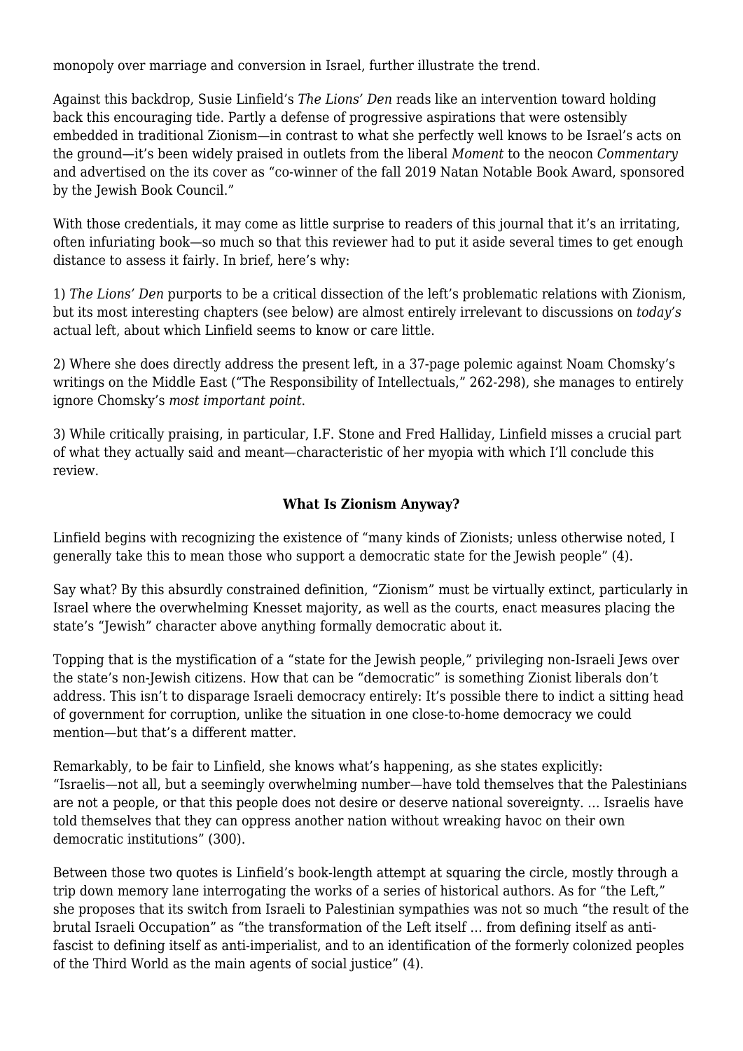monopoly over marriage and conversion in Israel, further illustrate the trend.

Against this backdrop, Susie Linfield's *The Lions' Den* reads like an intervention toward holding back this encouraging tide. Partly a defense of progressive aspirations that were ostensibly embedded in traditional Zionism—in contrast to what she perfectly well knows to be Israel's acts on the ground—it's been widely praised in outlets from the liberal *Moment* to the neocon *Commentary* and advertised on the its cover as "co-winner of the fall 2019 Natan Notable Book Award, sponsored by the Jewish Book Council."

With those credentials, it may come as little surprise to readers of this journal that it's an irritating, often infuriating book—so much so that this reviewer had to put it aside several times to get enough distance to assess it fairly. In brief, here's why:

1) *The Lions' Den* purports to be a critical dissection of the left's problematic relations with Zionism, but its most interesting chapters (see below) are almost entirely irrelevant to discussions on *today's* actual left, about which Linfield seems to know or care little.

2) Where she does directly address the present left, in a 37-page polemic against Noam Chomsky's writings on the Middle East ("The Responsibility of Intellectuals," 262-298), she manages to entirely ignore Chomsky's *most important point*.

3) While critically praising, in particular, I.F. Stone and Fred Halliday, Linfield misses a crucial part of what they actually said and meant—characteristic of her myopia with which I'll conclude this review.

### What Is Zionism Anyway?

Linfield begins with recognizing the existence of "many kinds of Zionists; unless otherwise noted, I generally take this to mean those who support a democratic state for the Jewish people" (4).

Say what? By this absurdly constrained definition, "Zionism" must be virtually extinct, particularly in Israel where the overwhelming Knesset majority, as well as the courts, enact measures placing the state's "Jewish" character above anything formally democratic about it.

Topping that is the mystification of a "state for the Jewish people," privileging non-Israeli Jews over the state's non-Jewish citizens. How that can be "democratic" is something Zionist liberals don't address. This isn't to disparage Israeli democracy entirely: It's possible there to indict a sitting head of government for corruption, unlike the situation in one close-to-home democracy we could mention—but that's a different matter.

Remarkably, to be fair to Linfield, she knows what's happening, as she states explicitly: "Israelis—not all, but a seemingly overwhelming number—have told themselves that the Palestinians are not a people, or that this people does not desire or deserve national sovereignty. … Israelis have told themselves that they can oppress another nation without wreaking havoc on their own democratic institutions" (300).

Between those two quotes is Linfield's book-length attempt at squaring the circle, mostly through a trip down memory lane interrogating the works of a series of historical authors. As for "the Left," she proposes that its switch from Israeli to Palestinian sympathies was not so much "the result of the brutal Israeli Occupation" as "the transformation of the Left itself … from defining itself as anti-fascist to defining itself as anti-imperialist, and to an identification of the formerly colonized peoples of the Third World as the main agents of social justice" (4).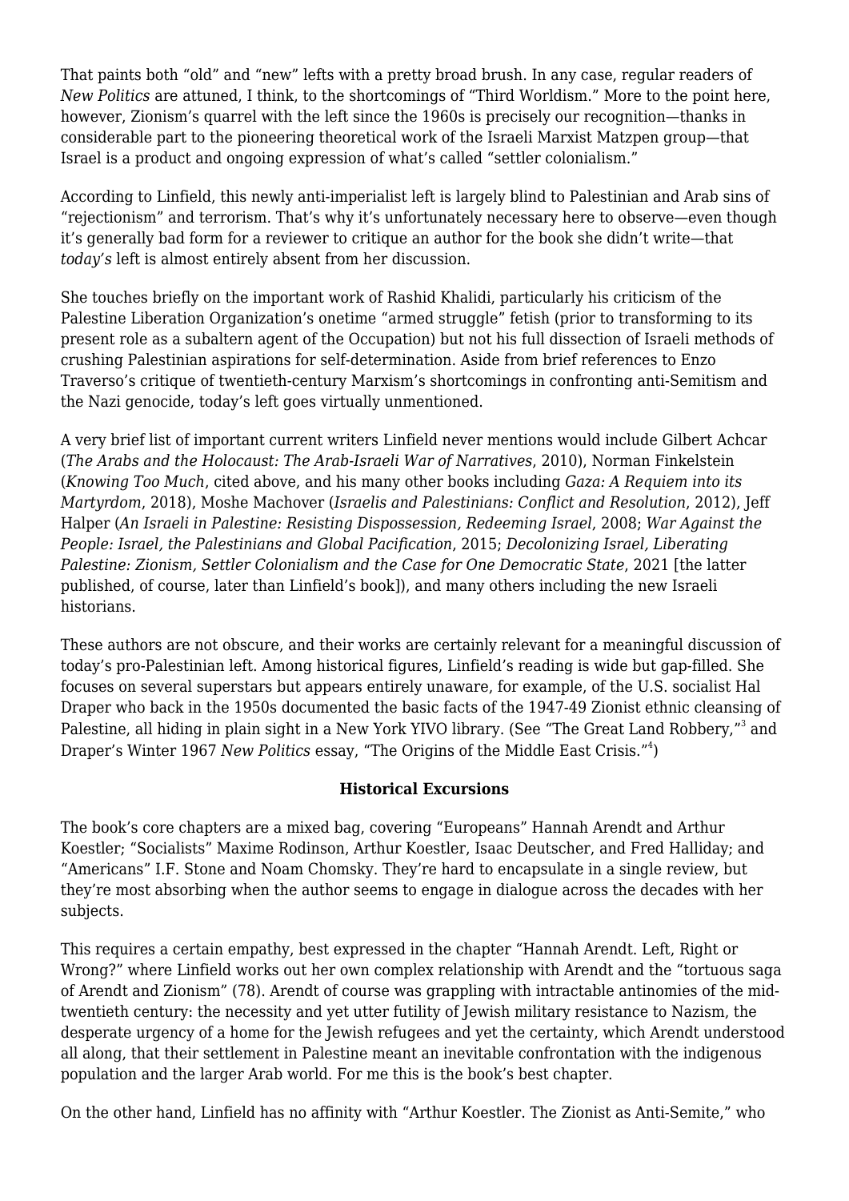That paints both "old" and "new" lefts with a pretty broad brush. In any case, regular readers of *New Politics* are attuned, I think, to the shortcomings of "Third Worldism." More to the point here, however, Zionism's quarrel with the left since the 1960s is precisely our recognition—thanks in considerable part to the pioneering theoretical work of the Israeli Marxist Matzpen group—that Israel is a product and ongoing expression of what's called "settler colonialism."

According to Linfield, this newly anti-imperialist left is largely blind to Palestinian and Arab sins of "rejectionism" and terrorism. That's why it's unfortunately necessary here to observe—even though it's generally bad form for a reviewer to critique an author for the book she didn't write—that *today's* left is almost entirely absent from her discussion.

She touches briefly on the important work of Rashid Khalidi, particularly his criticism of the Palestine Liberation Organization's onetime "armed struggle" fetish (prior to transforming to its present role as a subaltern agent of the Occupation) but not his full dissection of Israeli methods of crushing Palestinian aspirations for self-determination. Aside from brief references to Enzo Traverso's critique of twentieth-century Marxism's shortcomings in confronting anti-Semitism and the Nazi genocide, today's left goes virtually unmentioned.

A very brief list of important current writers Linfield never mentions would include Gilbert Achcar (*The Arabs and the Holocaust: The Arab-Israeli War of Narratives*, 2010), Norman Finkelstein (*Knowing Too Much*, cited above, and his many other books including *Gaza: A Requiem into its Martyrdom*, 2018), Moshe Machover (*Israelis and Palestinians: Conflict and Resolution*, 2012), Jeff Halper (*An Israeli in Palestine: Resisting Dispossession, Redeeming Israel*, 2008; *War Against the People: Israel, the Palestinians and Global Pacification*, 2015; *Decolonizing Israel, Liberating Palestine: Zionism, Settler Colonialism and the Case for One Democratic State*, 2021 [the latter published, of course, later than Linfield's book]), and many others including the new Israeli historians.

These authors are not obscure, and their works are certainly relevant for a meaningful discussion of today's pro-Palestinian left. Among historical figures, Linfield's reading is wide but gap-filled. She focuses on several superstars but appears entirely unaware, for example, of the U.S. socialist Hal Draper who back in the 1950s documented the basic facts of the 1947-49 Zionist ethnic cleansing of Palestine, all hiding in plain sight in a New York YIVO library. (See "The Great Land Robbery,"[3] and Draper's Winter 1967 *New Politics* essay, "The Origins of the Middle East Crisis."[4])

### Historical Excursions

The book's core chapters are a mixed bag, covering "Europeans" Hannah Arendt and Arthur Koestler; "Socialists" Maxime Rodinson, Arthur Koestler, Isaac Deutscher, and Fred Halliday; and "Americans" I.F. Stone and Noam Chomsky. They're hard to encapsulate in a single review, but they're most absorbing when the author seems to engage in dialogue across the decades with her subjects.

This requires a certain empathy, best expressed in the chapter "Hannah Arendt. Left, Right or Wrong?" where Linfield works out her own complex relationship with Arendt and the "tortuous saga of Arendt and Zionism" (78). Arendt of course was grappling with intractable antinomies of the mid-twentieth century: the necessity and yet utter futility of Jewish military resistance to Nazism, the desperate urgency of a home for the Jewish refugees and yet the certainty, which Arendt understood all along, that their settlement in Palestine meant an inevitable confrontation with the indigenous population and the larger Arab world. For me this is the book's best chapter.

On the other hand, Linfield has no affinity with "Arthur Koestler. The Zionist as Anti-Semite," who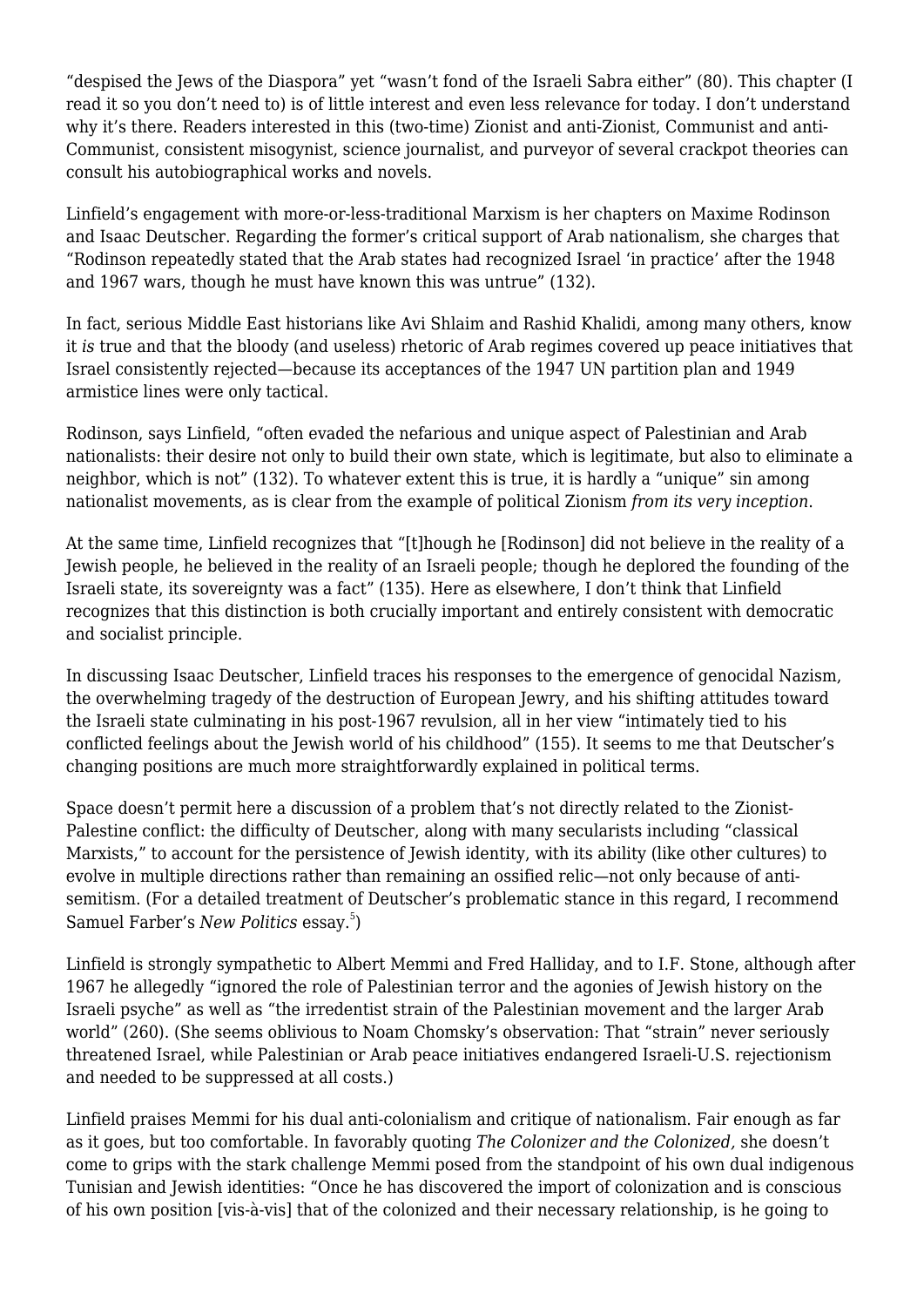"despised the Jews of the Diaspora" yet "wasn't fond of the Israeli Sabra either" (80). This chapter (I read it so you don't need to) is of little interest and even less relevance for today. I don't understand why it's there. Readers interested in this (two-time) Zionist and anti-Zionist, Communist and anti-Communist, consistent misogynist, science journalist, and purveyor of several crackpot theories can consult his autobiographical works and novels.

Linfield's engagement with more-or-less-traditional Marxism is her chapters on Maxime Rodinson and Isaac Deutscher. Regarding the former's critical support of Arab nationalism, she charges that "Rodinson repeatedly stated that the Arab states had recognized Israel 'in practice' after the 1948 and 1967 wars, though he must have known this was untrue" (132).

In fact, serious Middle East historians like Avi Shlaim and Rashid Khalidi, among many others, know it *is* true and that the bloody (and useless) rhetoric of Arab regimes covered up peace initiatives that Israel consistently rejected—because its acceptances of the 1947 UN partition plan and 1949 armistice lines were only tactical.

Rodinson, says Linfield, "often evaded the nefarious and unique aspect of Palestinian and Arab nationalists: their desire not only to build their own state, which is legitimate, but also to eliminate a neighbor, which is not" (132). To whatever extent this is true, it is hardly a "unique" sin among nationalist movements, as is clear from the example of political Zionism *from its very inception*.

At the same time, Linfield recognizes that "[t]hough he [Rodinson] did not believe in the reality of a Jewish people, he believed in the reality of an Israeli people; though he deplored the founding of the Israeli state, its sovereignty was a fact" (135). Here as elsewhere, I don't think that Linfield recognizes that this distinction is both crucially important and entirely consistent with democratic and socialist principle.

In discussing Isaac Deutscher, Linfield traces his responses to the emergence of genocidal Nazism, the overwhelming tragedy of the destruction of European Jewry, and his shifting attitudes toward the Israeli state culminating in his post-1967 revulsion, all in her view "intimately tied to his conflicted feelings about the Jewish world of his childhood" (155). It seems to me that Deutscher's changing positions are much more straightforwardly explained in political terms.

Space doesn't permit here a discussion of a problem that's not directly related to the Zionist-Palestine conflict: the difficulty of Deutscher, along with many secularists including "classical Marxists," to account for the persistence of Jewish identity, with its ability (like other cultures) to evolve in multiple directions rather than remaining an ossified relic—not only because of anti-semitism. (For a detailed treatment of Deutscher's problematic stance in this regard, I recommend Samuel Farber's *New Politics* essay.[5])

Linfield is strongly sympathetic to Albert Memmi and Fred Halliday, and to I.F. Stone, although after 1967 he allegedly "ignored the role of Palestinian terror and the agonies of Jewish history on the Israeli psyche" as well as "the irredentist strain of the Palestinian movement and the larger Arab world" (260). (She seems oblivious to Noam Chomsky's observation: That "strain" never seriously threatened Israel, while Palestinian or Arab peace initiatives endangered Israeli-U.S. rejectionism and needed to be suppressed at all costs.)

Linfield praises Memmi for his dual anti-colonialism and critique of nationalism. Fair enough as far as it goes, but too comfortable. In favorably quoting *The Colonizer and the Colonized*, she doesn't come to grips with the stark challenge Memmi posed from the standpoint of his own dual indigenous Tunisian and Jewish identities: "Once he has discovered the import of colonization and is conscious of his own position [vis-à-vis] that of the colonized and their necessary relationship, is he going to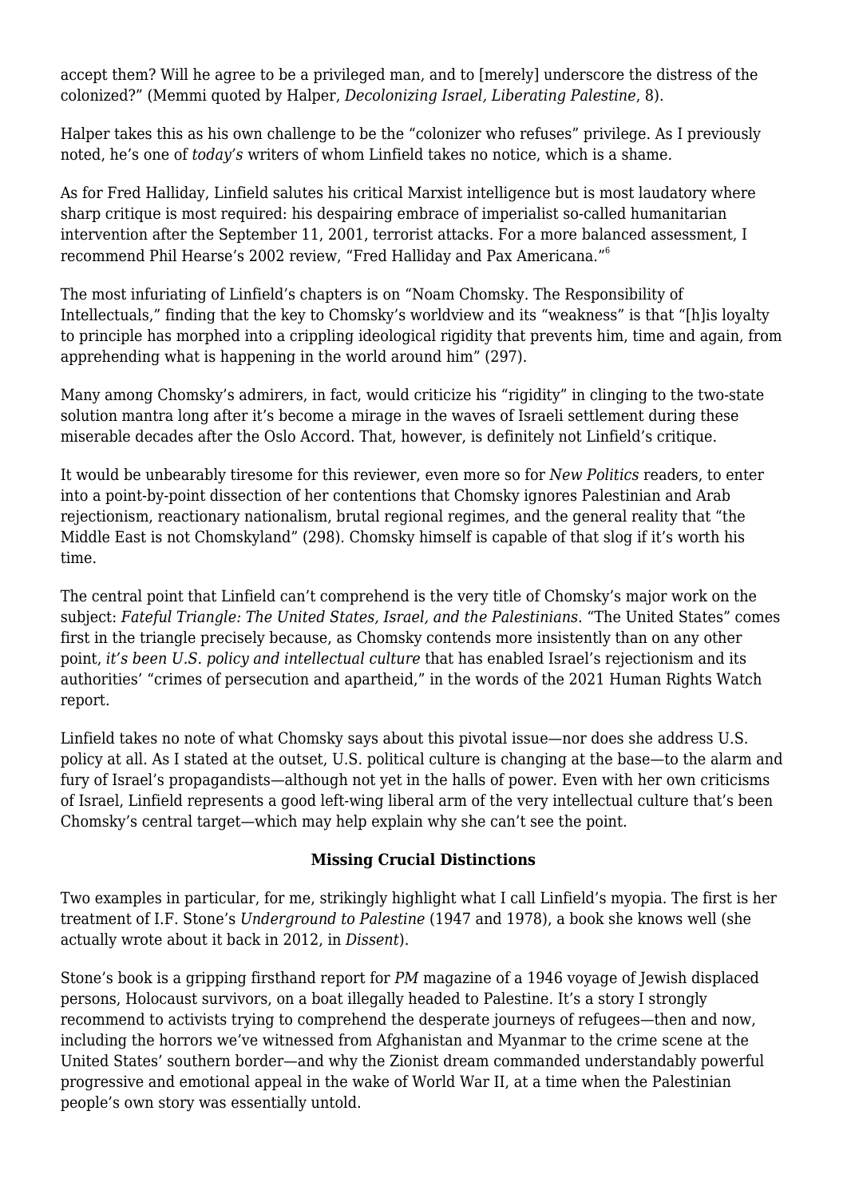accept them? Will he agree to be a privileged man, and to [merely] underscore the distress of the colonized?" (Memmi quoted by Halper, *Decolonizing Israel, Liberating Palestine*, 8).

Halper takes this as his own challenge to be the "colonizer who refuses" privilege. As I previously noted, he's one of *today's* writers of whom Linfield takes no notice, which is a shame.

As for Fred Halliday, Linfield salutes his critical Marxist intelligence but is most laudatory where sharp critique is most required: his despairing embrace of imperialist so-called humanitarian intervention after the September 11, 2001, terrorist attacks. For a more balanced assessment, I recommend Phil Hearse's 2002 review, "Fred Halliday and Pax Americana."[6]

The most infuriating of Linfield's chapters is on "Noam Chomsky. The Responsibility of Intellectuals," finding that the key to Chomsky's worldview and its "weakness" is that "[h]is loyalty to principle has morphed into a crippling ideological rigidity that prevents him, time and again, from apprehending what is happening in the world around him" (297).

Many among Chomsky's admirers, in fact, would criticize his "rigidity" in clinging to the two-state solution mantra long after it's become a mirage in the waves of Israeli settlement during these miserable decades after the Oslo Accord. That, however, is definitely not Linfield's critique.

It would be unbearably tiresome for this reviewer, even more so for *New Politics* readers, to enter into a point-by-point dissection of her contentions that Chomsky ignores Palestinian and Arab rejectionism, reactionary nationalism, brutal regional regimes, and the general reality that "the Middle East is not Chomskyland" (298). Chomsky himself is capable of that slog if it's worth his time.

The central point that Linfield can't comprehend is the very title of Chomsky's major work on the subject: *Fateful Triangle: The United States, Israel, and the Palestinians*. "The United States" comes first in the triangle precisely because, as Chomsky contends more insistently than on any other point, *it's been U.S. policy and intellectual culture* that has enabled Israel's rejectionism and its authorities' "crimes of persecution and apartheid," in the words of the 2021 Human Rights Watch report.

Linfield takes no note of what Chomsky says about this pivotal issue—nor does she address U.S. policy at all. As I stated at the outset, U.S. political culture is changing at the base—to the alarm and fury of Israel's propagandists—although not yet in the halls of power. Even with her own criticisms of Israel, Linfield represents a good left-wing liberal arm of the very intellectual culture that's been Chomsky's central target—which may help explain why she can't see the point.

## Missing Crucial Distinctions

Two examples in particular, for me, strikingly highlight what I call Linfield's myopia. The first is her treatment of I.F. Stone's *Underground to Palestine* (1947 and 1978), a book she knows well (she actually wrote about it back in 2012, in *Dissent*).

Stone's book is a gripping firsthand report for *PM* magazine of a 1946 voyage of Jewish displaced persons, Holocaust survivors, on a boat illegally headed to Palestine. It's a story I strongly recommend to activists trying to comprehend the desperate journeys of refugees—then and now, including the horrors we've witnessed from Afghanistan and Myanmar to the crime scene at the United States' southern border—and why the Zionist dream commanded understandably powerful progressive and emotional appeal in the wake of World War II, at a time when the Palestinian people's own story was essentially untold.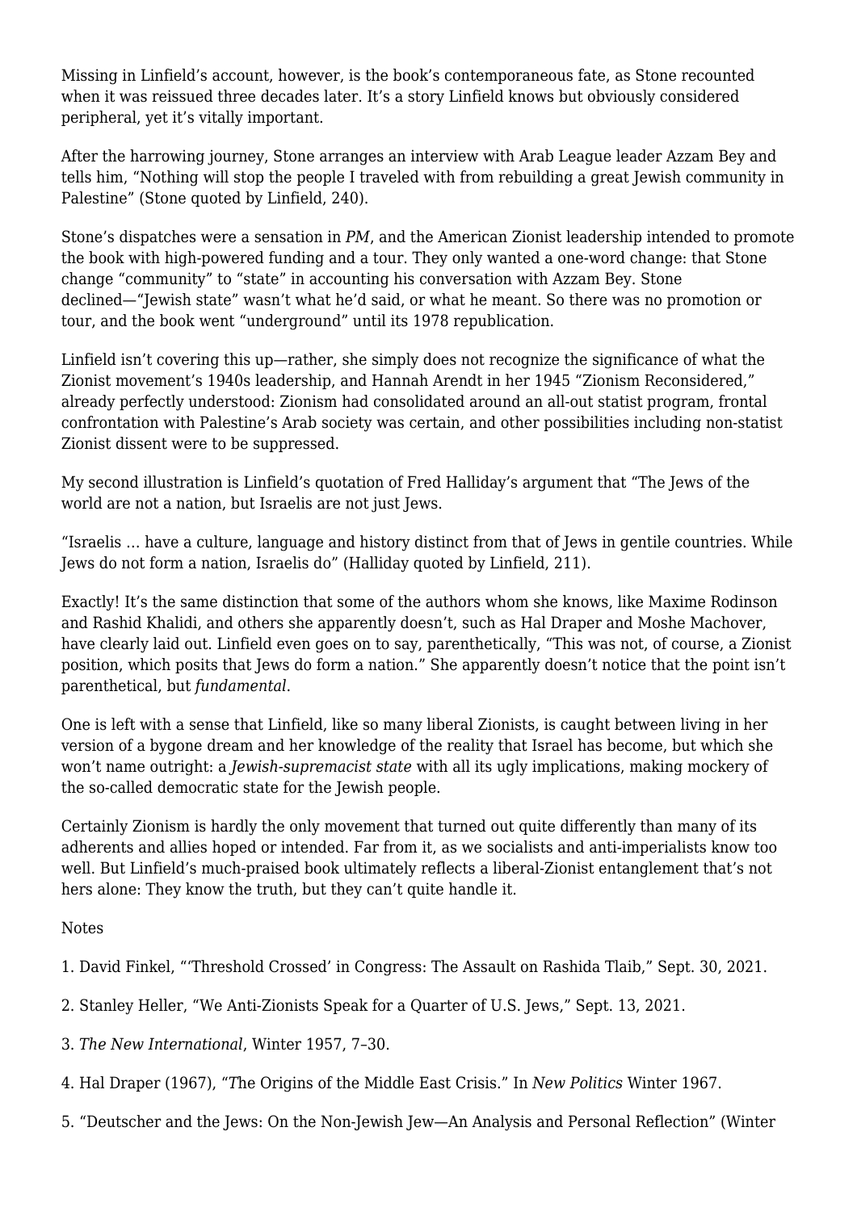Missing in Linfield's account, however, is the book's contemporaneous fate, as Stone recounted when it was reissued three decades later. It's a story Linfield knows but obviously considered peripheral, yet it's vitally important.

After the harrowing journey, Stone arranges an interview with Arab League leader Azzam Bey and tells him, "Nothing will stop the people I traveled with from rebuilding a great Jewish community in Palestine" (Stone quoted by Linfield, 240).

Stone's dispatches were a sensation in *PM*, and the American Zionist leadership intended to promote the book with high-powered funding and a tour. They only wanted a one-word change: that Stone change "community" to "state" in accounting his conversation with Azzam Bey. Stone declined—"Jewish state" wasn't what he'd said, or what he meant. So there was no promotion or tour, and the book went "underground" until its 1978 republication.

Linfield isn't covering this up—rather, she simply does not recognize the significance of what the Zionist movement's 1940s leadership, and Hannah Arendt in her 1945 "Zionism Reconsidered," already perfectly understood: Zionism had consolidated around an all-out statist program, frontal confrontation with Palestine's Arab society was certain, and other possibilities including non-statist Zionist dissent were to be suppressed.

My second illustration is Linfield's quotation of Fred Halliday's argument that "The Jews of the world are not a nation, but Israelis are not just Jews.

"Israelis … have a culture, language and history distinct from that of Jews in gentile countries. While Jews do not form a nation, Israelis do" (Halliday quoted by Linfield, 211).

Exactly! It's the same distinction that some of the authors whom she knows, like Maxime Rodinson and Rashid Khalidi, and others she apparently doesn't, such as Hal Draper and Moshe Machover, have clearly laid out. Linfield even goes on to say, parenthetically, "This was not, of course, a Zionist position, which posits that Jews do form a nation." She apparently doesn't notice that the point isn't parenthetical, but *fundamental*.

One is left with a sense that Linfield, like so many liberal Zionists, is caught between living in her version of a bygone dream and her knowledge of the reality that Israel has become, but which she won't name outright: a *Jewish-supremacist state* with all its ugly implications, making mockery of the so-called democratic state for the Jewish people.

Certainly Zionism is hardly the only movement that turned out quite differently than many of its adherents and allies hoped or intended. Far from it, as we socialists and anti-imperialists know too well. But Linfield's much-praised book ultimately reflects a liberal-Zionist entanglement that's not hers alone: They know the truth, but they can't quite handle it.

Notes

1. David Finkel, "'Threshold Crossed' in Congress: The Assault on Rashida Tlaib," Sept. 30, 2021.

2. Stanley Heller, "We Anti-Zionists Speak for a Quarter of U.S. Jews," Sept. 13, 2021.

3. *The New International*, Winter 1957, 7–30.

4. Hal Draper (1967), "The Origins of the Middle East Crisis." In *New Politics* Winter 1967.

5. "Deutscher and the Jews: On the Non-Jewish Jew—An Analysis and Personal Reflection" (Winter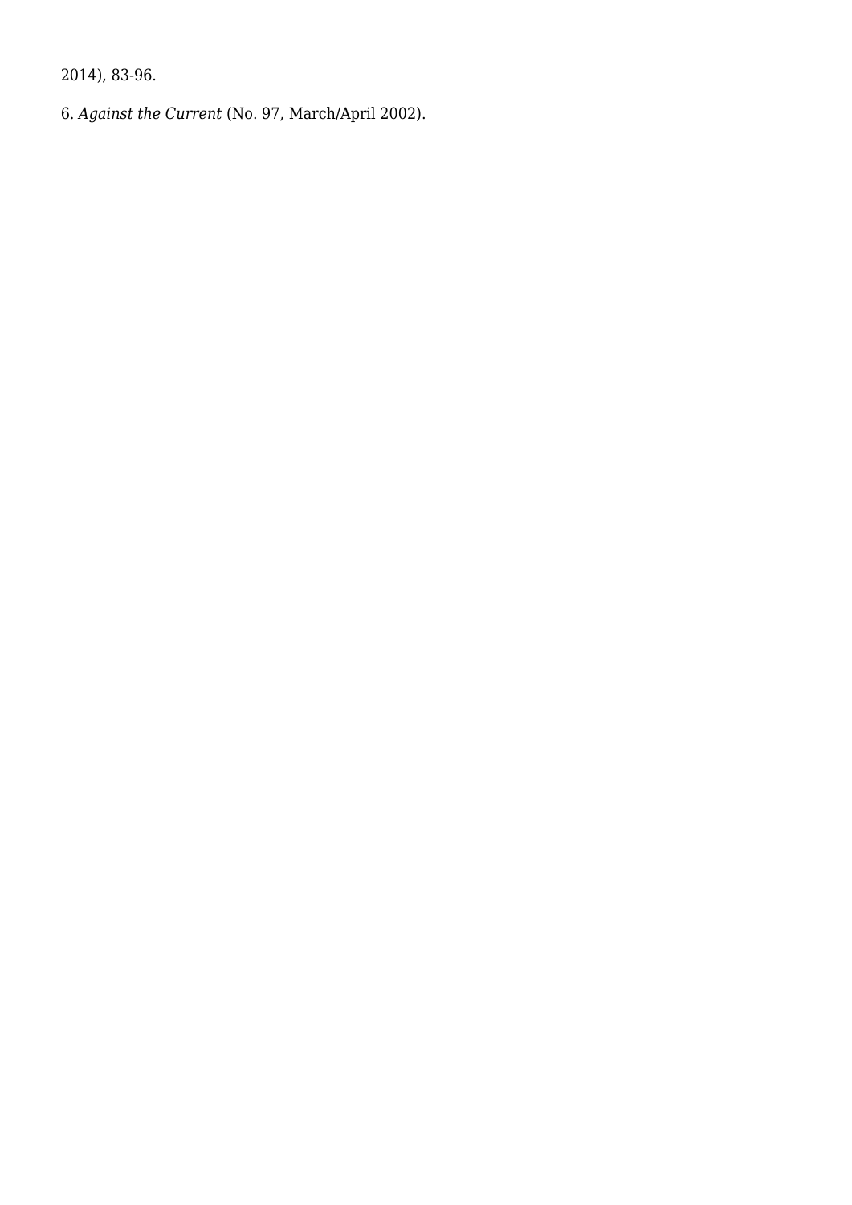2014), 83-96.

6. *Against the Current* (No. 97, March/April 2002).